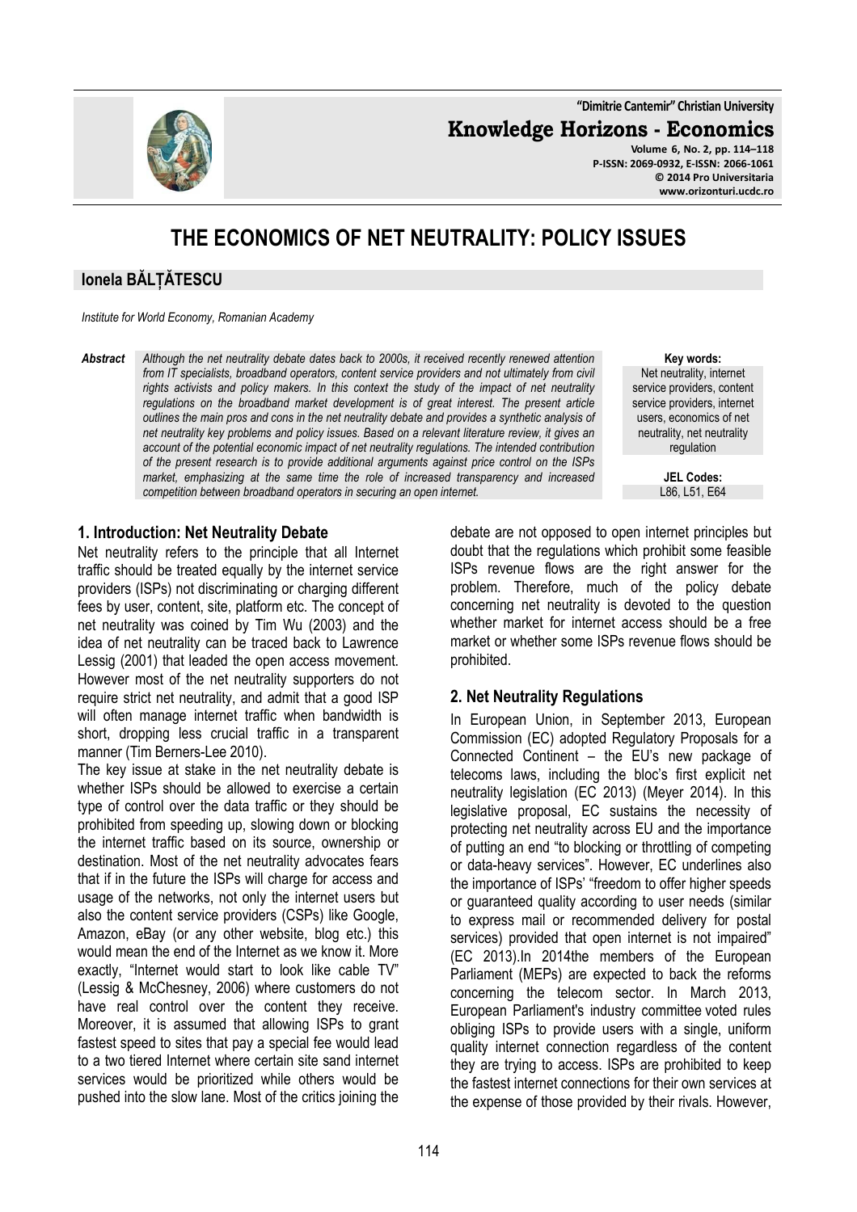# THE ECONOMICS OF NET NEUTRALITY: POLICY ISSUES

**Ionela BĂLȚĂTESCU**

*Institute for World Economy, Romanian Academy*

**Abstract** *Although the net neutrality debate dates back to 2000s, it received recently renewed attention from IT specialists, broadband operators, content service providers and not ultimately from civil rights activists and policy makers. In this context the study of the impact of net neutrality regulations on the broadband market development is of great interest. The present article outlines the main pros and cons in the net neutrality debate and provides a synthetic analysis of net neutrality key problems and policy issues. Based on a relevant literature review, it gives an account of the potential economic impact of net neutrality regulations. The intended contribution of the present research is to provide additional arguments against price control on the ISPs market, emphasizing at the same time the role of increased transparency and increased competition between broadband operators in securing an open internet.*

**Key words:** Net neutrality, internet service providers, content service providers, internet users, economics of net neutrality, net neutrality regulation

**JEL Codes:** L86, L51, E64

## 1. Introduction: Net Neutrality Debate

Net neutrality refers to the principle that all Internet traffic should be treated equally by the internet service providers (ISPs) not discriminating or charging different fees by user, content, site, platform etc. The concept of net neutrality was coined by Tim Wu (2003) and the idea of net neutrality can be traced back to Lawrence Lessig (2001) that leaded the open access movement. However most of the net neutrality supporters do not require strict net neutrality, and admit that a good ISP will often manage internet traffic when bandwidth is short, dropping less crucial traffic in a transparent manner (Tim Berners-Lee 2010).

The key issue at stake in the net neutrality debate is whether ISPs should be allowed to exercise a certain type of control over the data traffic or they should be prohibited from speeding up, slowing down or blocking the internet traffic based on its source, ownership or destination. Most of the net neutrality advocates fears that if in the future the ISPs will charge for access and usage of the networks, not only the internet users but also the content service providers (CSPs) like Google, Amazon, eBay (or any other website, blog etc.) this would mean the end of the Internet as we know it. More exactly, "Internet would start to look like cable TV" (Lessig & McChesney, 2006) where customers do not have real control over the content they receive. Moreover, it is assumed that allowing ISPs to grant fastest speed to sites that pay a special fee would lead to a two tiered Internet where certain site sand internet services would be prioritized while others would be pushed into the slow lane. Most of the critics joining the debate are not opposed to open internet principles but doubt that the regulations which prohibit some feasible ISPs revenue flows are the right answer for the problem. Therefore, much of the policy debate concerning net neutrality is devoted to the question whether market for internet access should be a free market or whether some ISPs revenue flows should be prohibited.

## 2. Net Neutrality Regulations

In European Union, in September 2013, European Commission (EC) adopted Regulatory Proposals for a Connected Continent – the EU's new package of telecoms laws, including the bloc's first explicit net neutrality legislation (EC 2013) (Meyer 2014). In this legislative proposal, EC sustains the necessity of protecting net neutrality across EU and the importance of putting an end "to blocking or throttling of competing or data-heavy services". However, EC underlines also the importance of ISPs' "freedom to offer higher speeds or guaranteed quality according to user needs (similar to express mail or recommended delivery for postal services) provided that open internet is not impaired" (EC 2013).In 2014the members of the European Parliament (MEPs) are expected to back the reforms concerning the telecom sector. In March 2013, European Parliament's industry committee voted rules obliging ISPs to provide users with a single, uniform quality internet connection regardless of the content they are trying to access. ISPs are prohibited to keep the fastest internet connections for their own services at the expense of those provided by their rivals. However,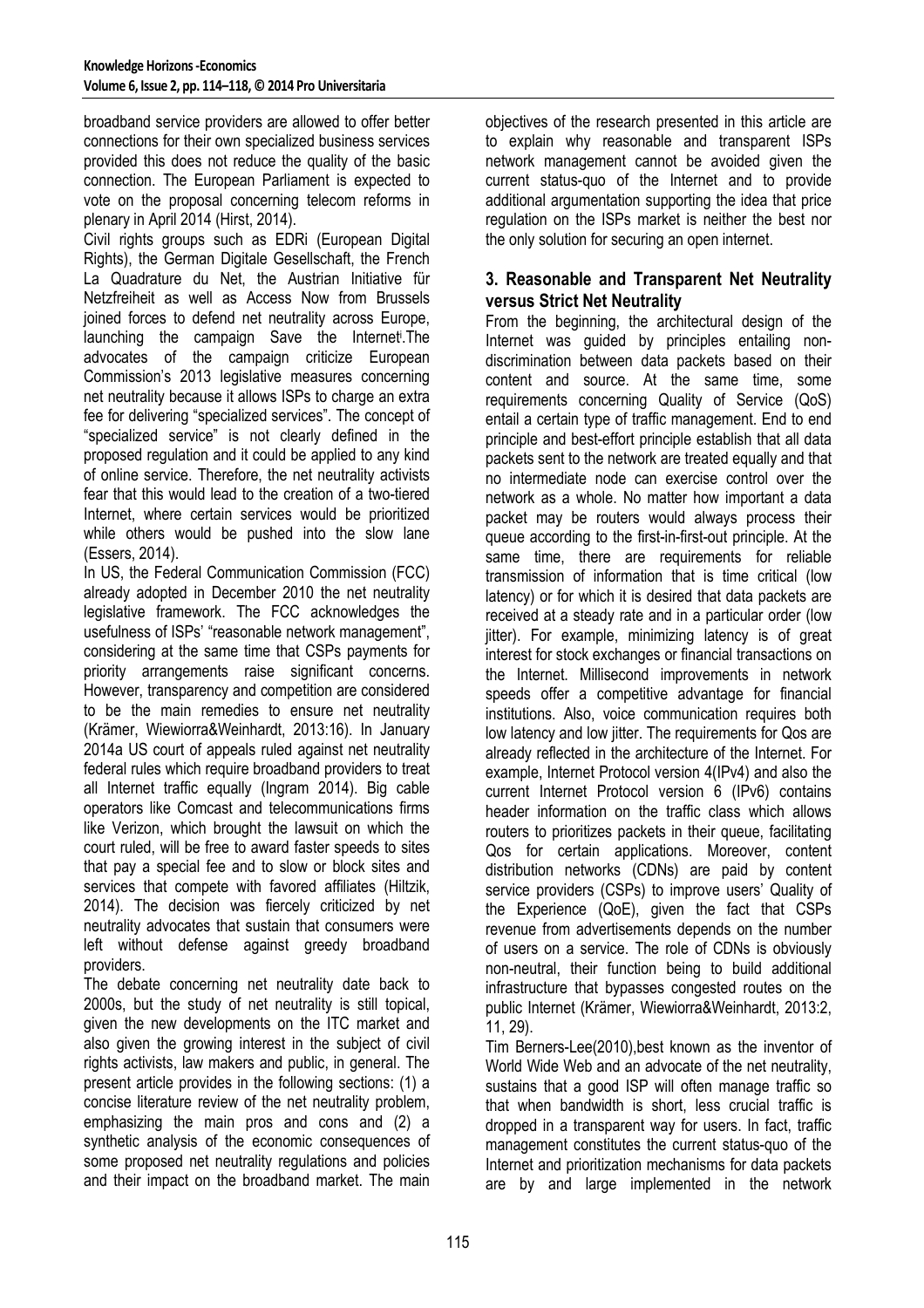broadband service providers are allowed to offer better connections for their own specialized business services provided this does not reduce the quality of the basic connection. The European Parliament is expected to vote on the proposal concerning telecom reforms in plenary in April 2014 (Hirst, 2014).

Civil rights groups such as EDRi (European Digital Rights), the German Digitale Gesellschaft, the French La Quadrature du Net, the Austrian Initiative für Netzfreiheit as well as Access Now from Brussels joined forces to defend net neutrality across Europe, launching the campaign Save the Internet[i].The advocates of the campaign criticize European Commission's 2013 legislative measures concerning net neutrality because it allows ISPs to charge an extra fee for delivering "specialized services". The concept of "specialized service" is not clearly defined in the proposed regulation and it could be applied to any kind of online service. Therefore, the net neutrality activists fear that this would lead to the creation of a two-tiered Internet, where certain services would be prioritized while others would be pushed into the slow lane (Essers, 2014).

In US, the Federal Communication Commission (FCC) already adopted in December 2010 the net neutrality legislative framework. The FCC acknowledges the usefulness of ISPs' "reasonable network management", considering at the same time that CSPs payments for priority arrangements raise significant concerns. However, transparency and competition are considered to be the main remedies to ensure net neutrality (Krämer, Wiewiorra&Weinhardt, 2013:16). In January 2014a US court of appeals ruled against net neutrality federal rules which require broadband providers to treat all Internet traffic equally (Ingram 2014). Big cable operators like Comcast and telecommunications firms like Verizon, which brought the lawsuit on which the court ruled, will be free to award faster speeds to sites that pay a special fee and to slow or block sites and services that compete with favored affiliates (Hiltzik, 2014). The decision was fiercely criticized by net neutrality advocates that sustain that consumers were left without defense against greedy broadband providers.

The debate concerning net neutrality date back to 2000s, but the study of net neutrality is still topical, given the new developments on the ITC market and also given the growing interest in the subject of civil rights activists, law makers and public, in general. The present article provides in the following sections: (1) a concise literature review of the net neutrality problem, emphasizing the main pros and cons and (2) a synthetic analysis of the economic consequences of some proposed net neutrality regulations and policies and their impact on the broadband market. The main objectives of the research presented in this article are to explain why reasonable and transparent ISPs network management cannot be avoided given the current status-quo of the Internet and to provide additional argumentation supporting the idea that price regulation on the ISPs market is neither the best nor the only solution for securing an open internet.

## 3. Reasonable and Transparent Net Neutrality versus Strict Net Neutrality

From the beginning, the architectural design of the Internet was guided by principles entailing non-discrimination between data packets based on their content and source. At the same time, some requirements concerning Quality of Service (QoS) entail a certain type of traffic management. End to end principle and best-effort principle establish that all data packets sent to the network are treated equally and that no intermediate node can exercise control over the network as a whole. No matter how important a data packet may be routers would always process their queue according to the first-in-first-out principle. At the same time, there are requirements for reliable transmission of information that is time critical (low latency) or for which it is desired that data packets are received at a steady rate and in a particular order (low jitter). For example, minimizing latency is of great interest for stock exchanges or financial transactions on the Internet. Millisecond improvements in network speeds offer a competitive advantage for financial institutions. Also, voice communication requires both low latency and low jitter. The requirements for Qos are already reflected in the architecture of the Internet. For example, Internet Protocol version 4(IPv4) and also the current Internet Protocol version 6 (IPv6) contains header information on the traffic class which allows routers to prioritizes packets in their queue, facilitating Qos for certain applications. Moreover, content distribution networks (CDNs) are paid by content service providers (CSPs) to improve users' Quality of the Experience (QoE), given the fact that CSPs revenue from advertisements depends on the number of users on a service. The role of CDNs is obviously non-neutral, their function being to build additional infrastructure that bypasses congested routes on the public Internet (Krämer, Wiewiorra&Weinhardt, 2013:2, 11, 29).

Tim Berners-Lee(2010),best known as the inventor of World Wide Web and an advocate of the net neutrality, sustains that a good ISP will often manage traffic so that when bandwidth is short, less crucial traffic is dropped in a transparent way for users. In fact, traffic management constitutes the current status-quo of the Internet and prioritization mechanisms for data packets are by and large implemented in the network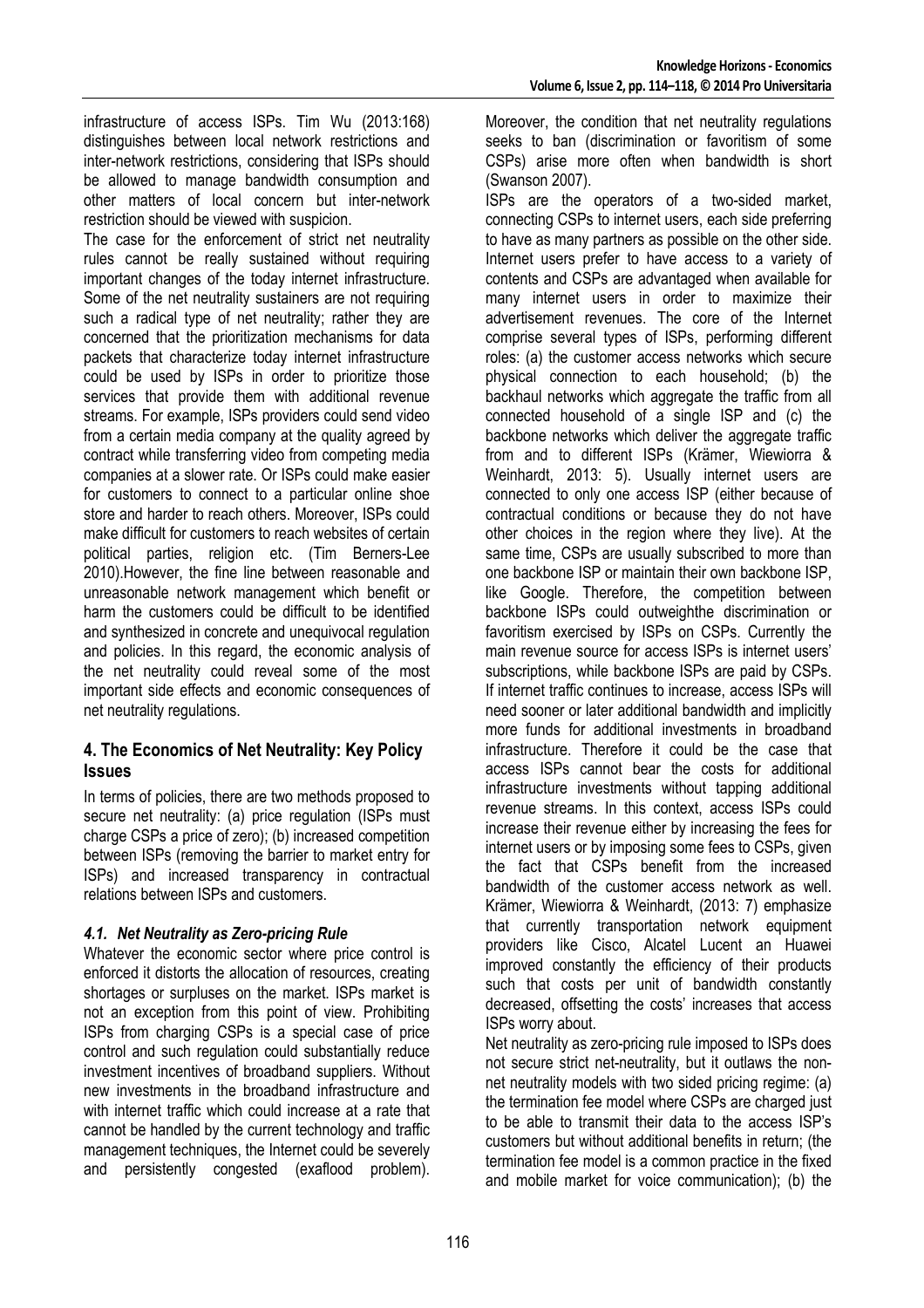infrastructure of access ISPs. Tim Wu (2013:168) distinguishes between local network restrictions and inter-network restrictions, considering that ISPs should be allowed to manage bandwidth consumption and other matters of local concern but inter-network restriction should be viewed with suspicion.

The case for the enforcement of strict net neutrality rules cannot be really sustained without requiring important changes of the today internet infrastructure. Some of the net neutrality sustainers are not requiring such a radical type of net neutrality; rather they are concerned that the prioritization mechanisms for data packets that characterize today internet infrastructure could be used by ISPs in order to prioritize those services that provide them with additional revenue streams. For example, ISPs providers could send video from a certain media company at the quality agreed by contract while transferring video from competing media companies at a slower rate. Or ISPs could make easier for customers to connect to a particular online shoe store and harder to reach others. Moreover, ISPs could make difficult for customers to reach websites of certain political parties, religion etc. (Tim Berners-Lee 2010).However, the fine line between reasonable and unreasonable network management which benefit or harm the customers could be difficult to be identified and synthesized in concrete and unequivocal regulation and policies. In this regard, the economic analysis of the net neutrality could reveal some of the most important side effects and economic consequences of net neutrality regulations.

## 4. The Economics of Net Neutrality: Key Policy Issues

In terms of policies, there are two methods proposed to secure net neutrality: (a) price regulation (ISPs must charge CSPs a price of zero); (b) increased competition between ISPs (removing the barrier to market entry for ISPs) and increased transparency in contractual relations between ISPs and customers.

### *4.1. Net Neutrality as Zero-pricing Rule*

Whatever the economic sector where price control is enforced it distorts the allocation of resources, creating shortages or surpluses on the market. ISPs market is not an exception from this point of view. Prohibiting ISPs from charging CSPs is a special case of price control and such regulation could substantially reduce investment incentives of broadband suppliers. Without new investments in the broadband infrastructure and with internet traffic which could increase at a rate that cannot be handled by the current technology and traffic management techniques, the Internet could be severely and persistently congested (exaflood problem). Moreover, the condition that net neutrality regulations seeks to ban (discrimination or favoritism of some CSPs) arise more often when bandwidth is short (Swanson 2007).

ISPs are the operators of a two-sided market, connecting CSPs to internet users, each side preferring to have as many partners as possible on the other side. Internet users prefer to have access to a variety of contents and CSPs are advantaged when available for many internet users in order to maximize their advertisement revenues. The core of the Internet comprise several types of ISPs, performing different roles: (a) the customer access networks which secure physical connection to each household; (b) the backhaul networks which aggregate the traffic from all connected household of a single ISP and (c) the backbone networks which deliver the aggregate traffic from and to different ISPs (Krämer, Wiewiorra & Weinhardt, 2013: 5). Usually internet users are connected to only one access ISP (either because of contractual conditions or because they do not have other choices in the region where they live). At the same time, CSPs are usually subscribed to more than one backbone ISP or maintain their own backbone ISP, like Google. Therefore, the competition between backbone ISPs could outweighthe discrimination or favoritism exercised by ISPs on CSPs. Currently the main revenue source for access ISPs is internet users' subscriptions, while backbone ISPs are paid by CSPs. If internet traffic continues to increase, access ISPs will need sooner or later additional bandwidth and implicitly more funds for additional investments in broadband infrastructure. Therefore it could be the case that access ISPs cannot bear the costs for additional infrastructure investments without tapping additional revenue streams. In this context, access ISPs could increase their revenue either by increasing the fees for internet users or by imposing some fees to CSPs, given the fact that CSPs benefit from the increased bandwidth of the customer access network as well. Krämer, Wiewiorra & Weinhardt, (2013: 7) emphasize that currently transportation network equipment providers like Cisco, Alcatel Lucent an Huawei improved constantly the efficiency of their products such that costs per unit of bandwidth constantly decreased, offsetting the costs' increases that access ISPs worry about.

Net neutrality as zero-pricing rule imposed to ISPs does not secure strict net-neutrality, but it outlaws the non-net neutrality models with two sided pricing regime: (a) the termination fee model where CSPs are charged just to be able to transmit their data to the access ISP's customers but without additional benefits in return; (the termination fee model is a common practice in the fixed and mobile market for voice communication); (b) the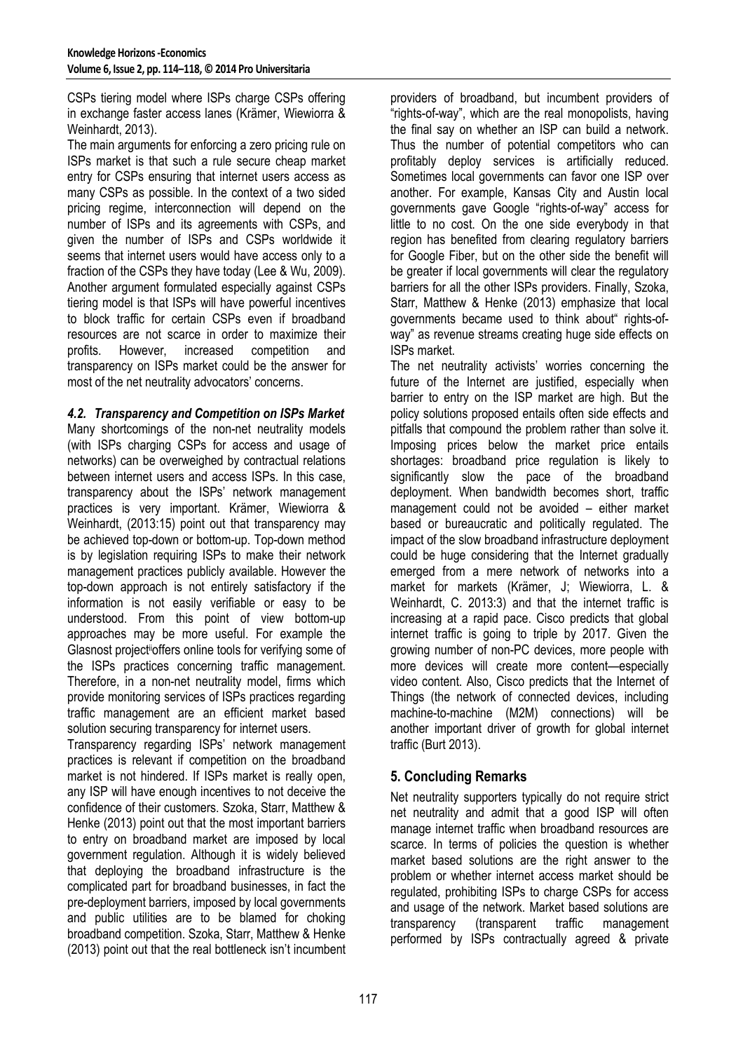CSPs tiering model where ISPs charge CSPs offering in exchange faster access lanes (Krämer, Wiewiorra & Weinhardt, 2013).

The main arguments for enforcing a zero pricing rule on ISPs market is that such a rule secure cheap market entry for CSPs ensuring that internet users access as many CSPs as possible. In the context of a two sided pricing regime, interconnection will depend on the number of ISPs and its agreements with CSPs, and given the number of ISPs and CSPs worldwide it seems that internet users would have access only to a fraction of the CSPs they have today (Lee & Wu, 2009). Another argument formulated especially against CSPs tiering model is that ISPs will have powerful incentives to block traffic for certain CSPs even if broadband resources are not scarce in order to maximize their profits. However, increased competition and transparency on ISPs market could be the answer for most of the net neutrality advocators' concerns.

### *4.2. Transparency and Competition on ISPs Market*

Many shortcomings of the non-net neutrality models (with ISPs charging CSPs for access and usage of networks) can be overweighed by contractual relations between internet users and access ISPs. In this case, transparency about the ISPs' network management practices is very important. Krämer, Wiewiorra & Weinhardt, (2013:15) point out that transparency may be achieved top-down or bottom-up. Top-down method is by legislation requiring ISPs to make their network management practices publicly available. However the top-down approach is not entirely satisfactory if the information is not easily verifiable or easy to be understood. From this point of view bottom-up approaches may be more useful. For example the Glasnost project[ii] offers online tools for verifying some of the ISPs practices concerning traffic management. Therefore, in a non-net neutrality model, firms which provide monitoring services of ISPs practices regarding traffic management are an efficient market based solution securing transparency for internet users.

Transparency regarding ISPs' network management practices is relevant if competition on the broadband market is not hindered. If ISPs market is really open, any ISP will have enough incentives to not deceive the confidence of their customers. Szoka, Starr, Matthew & Henke (2013) point out that the most important barriers to entry on broadband market are imposed by local government regulation. Although it is widely believed that deploying the broadband infrastructure is the complicated part for broadband businesses, in fact the pre-deployment barriers, imposed by local governments and public utilities are to be blamed for choking broadband competition. Szoka, Starr, Matthew & Henke (2013) point out that the real bottleneck isn't incumbent providers of broadband, but incumbent providers of "rights-of-way", which are the real monopolists, having the final say on whether an ISP can build a network. Thus the number of potential competitors who can profitably deploy services is artificially reduced. Sometimes local governments can favor one ISP over another. For example, Kansas City and Austin local governments gave Google "rights-of-way" access for little to no cost. On the one side everybody in that region has benefited from clearing regulatory barriers for Google Fiber, but on the other side the benefit will be greater if local governments will clear the regulatory barriers for all the other ISPs providers. Finally, Szoka, Starr, Matthew & Henke (2013) emphasize that local governments became used to think about" rights-of-way" as revenue streams creating huge side effects on ISPs market.

The net neutrality activists' worries concerning the future of the Internet are justified, especially when barrier to entry on the ISP market are high. But the policy solutions proposed entails often side effects and pitfalls that compound the problem rather than solve it. Imposing prices below the market price entails shortages: broadband price regulation is likely to significantly slow the pace of the broadband deployment. When bandwidth becomes short, traffic management could not be avoided – either market based or bureaucratic and politically regulated. The impact of the slow broadband infrastructure deployment could be huge considering that the Internet gradually emerged from a mere network of networks into a market for markets (Krämer, J; Wiewiorra, L. & Weinhardt, C. 2013:3) and that the internet traffic is increasing at a rapid pace. Cisco predicts that global internet traffic is going to triple by 2017. Given the growing number of non-PC devices, more people with more devices will create more content—especially video content. Also, Cisco predicts that the Internet of Things (the network of connected devices, including machine-to-machine (M2M) connections) will be another important driver of growth for global internet traffic (Burt 2013).

## 5. Concluding Remarks

Net neutrality supporters typically do not require strict net neutrality and admit that a good ISP will often manage internet traffic when broadband resources are scarce. In terms of policies the question is whether market based solutions are the right answer to the problem or whether internet access market should be regulated, prohibiting ISPs to charge CSPs for access and usage of the network. Market based solutions are transparency (transparent traffic management performed by ISPs contractually agreed & private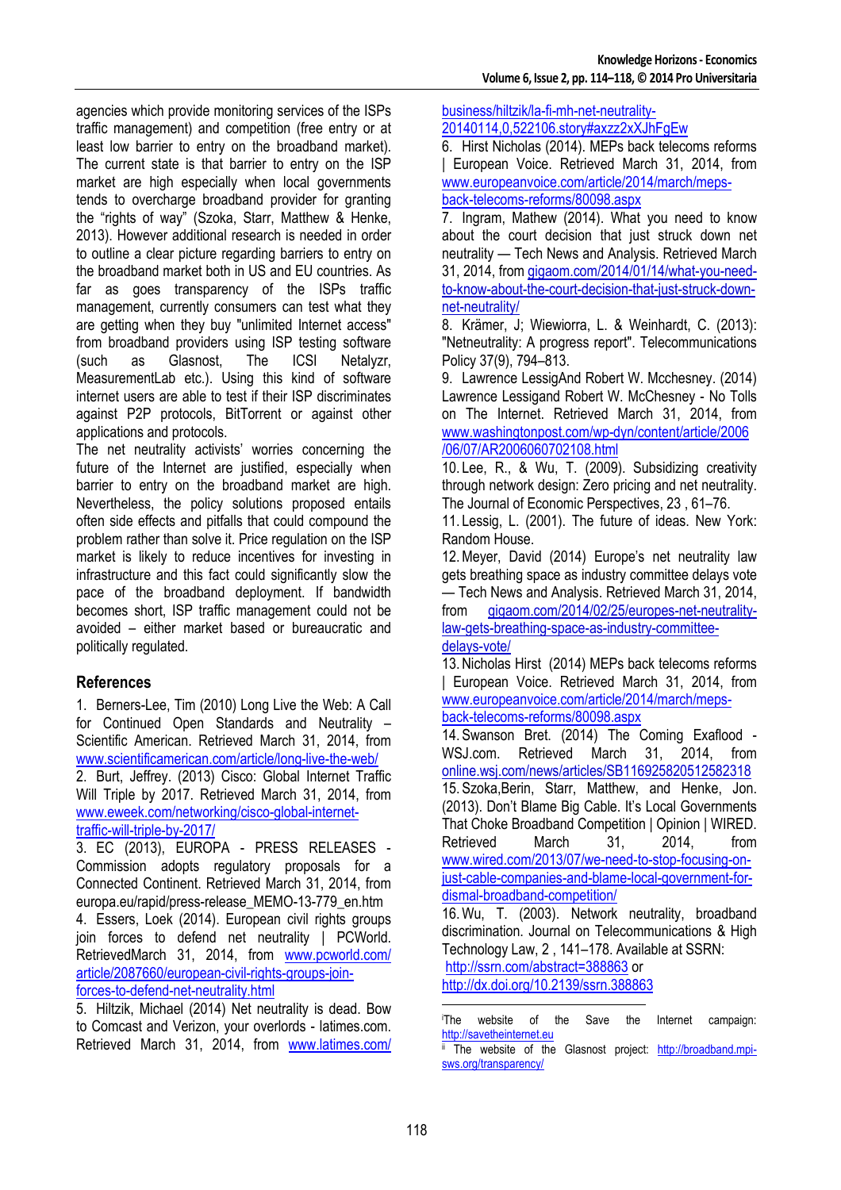agencies which provide monitoring services of the ISPs traffic management) and competition (free entry or at least low barrier to entry on the broadband market). The current state is that barrier to entry on the ISP market are high especially when local governments tends to overcharge broadband provider for granting the "rights of way" (Szoka, Starr, Matthew & Henke, 2013). However additional research is needed in order to outline a clear picture regarding barriers to entry on the broadband market both in US and EU countries. As far as goes transparency of the ISPs traffic management, currently consumers can test what they are getting when they buy "unlimited Internet access" from broadband providers using ISP testing software (such as Glasnost, The ICSI Netalyzr, MeasurementLab etc.). Using this kind of software internet users are able to test if their ISP discriminates against P2P protocols, BitTorrent or against other applications and protocols.

The net neutrality activists' worries concerning the future of the Internet are justified, especially when barrier to entry on the broadband market are high. Nevertheless, the policy solutions proposed entails often side effects and pitfalls that could compound the problem rather than solve it. Price regulation on the ISP market is likely to reduce incentives for investing in infrastructure and this fact could significantly slow the pace of the broadband deployment. If bandwidth becomes short, ISP traffic management could not be avoided – either market based or bureaucratic and politically regulated.

## References

1. Berners-Lee, Tim (2010) Long Live the Web: A Call for Continued Open Standards and Neutrality – Scientific American. Retrieved March 31, 2014, from www.scientificamerican.com/article/long-live-the-web/
2. Burt, Jeffrey. (2013) Cisco: Global Internet Traffic Will Triple by 2017. Retrieved March 31, 2014, from www.eweek.com/networking/cisco-global-internet-traffic-will-triple-by-2017/
3. EC (2013), EUROPA - PRESS RELEASES - Commission adopts regulatory proposals for a Connected Continent. Retrieved March 31, 2014, from europa.eu/rapid/press-release_MEMO-13-779_en.htm
4. Essers, Loek (2014). European civil rights groups join forces to defend net neutrality | PCWorld. RetrievedMarch 31, 2014, from www.pcworld.com/article/2087660/european-civil-rights-groups-join-forces-to-defend-net-neutrality.html
5. Hiltzik, Michael (2014) Net neutrality is dead. Bow to Comcast and Verizon, your overlords - latimes.com. Retrieved March 31, 2014, from www.latimes.com/business/hiltzik/la-fi-mh-net-neutrality-20140114,0,522106.story#axzz2xXJhFgEw
6. Hirst Nicholas (2014). MEPs back telecoms reforms | European Voice. Retrieved March 31, 2014, from www.europeanvoice.com/article/2014/march/meps-back-telecoms-reforms/80098.aspx
7. Ingram, Mathew (2014). What you need to know about the court decision that just struck down net neutrality — Tech News and Analysis. Retrieved March 31, 2014, from gigaom.com/2014/01/14/what-you-need-to-know-about-the-court-decision-that-just-struck-down-net-neutrality/
8. Krämer, J; Wiewiorra, L. & Weinhardt, C. (2013): "Netneutrality: A progress report". Telecommunications Policy 37(9), 794–813.
9. Lawrence LessigAnd Robert W. Mcchesney. (2014) Lawrence Lessigand Robert W. McChesney - No Tolls on The Internet. Retrieved March 31, 2014, from www.washingtonpost.com/wp-dyn/content/article/2006/06/07/AR2006060702108.html
10. Lee, R., & Wu, T. (2009). Subsidizing creativity through network design: Zero pricing and net neutrality. The Journal of Economic Perspectives, 23 , 61–76.
11. Lessig, L. (2001). The future of ideas. New York: Random House.
12. Meyer, David (2014) Europe's net neutrality law gets breathing space as industry committee delays vote — Tech News and Analysis. Retrieved March 31, 2014, from gigaom.com/2014/02/25/europes-net-neutrality-law-gets-breathing-space-as-industry-committee-delays-vote/
13. Nicholas Hirst (2014) MEPs back telecoms reforms | European Voice. Retrieved March 31, 2014, from www.europeanvoice.com/article/2014/march/meps-back-telecoms-reforms/80098.aspx
14. Swanson Bret. (2014) The Coming Exaflood - WSJ.com. Retrieved March 31, 2014, from online.wsj.com/news/articles/SB116925820512582318
15. Szoka,Berin, Starr, Matthew, and Henke, Jon. (2013). Don't Blame Big Cable. It's Local Governments That Choke Broadband Competition | Opinion | WIRED. Retrieved March 31, 2014, from www.wired.com/2013/07/we-need-to-stop-focusing-on-just-cable-companies-and-blame-local-government-for-dismal-broadband-competition/
16. Wu, T. (2003). Network neutrality, broadband discrimination. Journal on Telecommunications & High Technology Law, 2 , 141–178. Available at SSRN: http://ssrn.com/abstract=388863 or http://dx.doi.org/10.2139/ssrn.388863

---

[i] The website of the Save the Internet campaign: http://savetheinternet.eu

[ii] The website of the Glasnost project: http://broadband.mpi-sws.org/transparency/